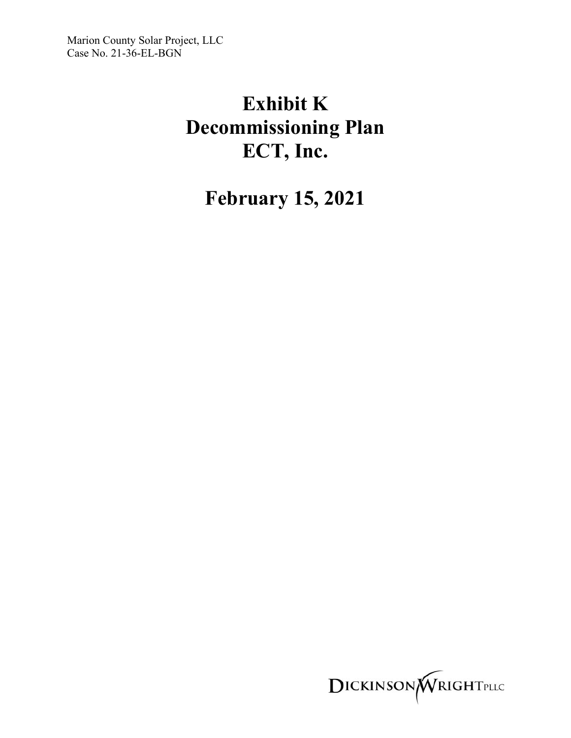Marion County Solar Project, LLC
Case No. 21-36-EL-BGN

# Exhibit K
# Decommissioning Plan
# ECT, Inc.

## February 15, 2021

DICKINSON WRIGHT PLLC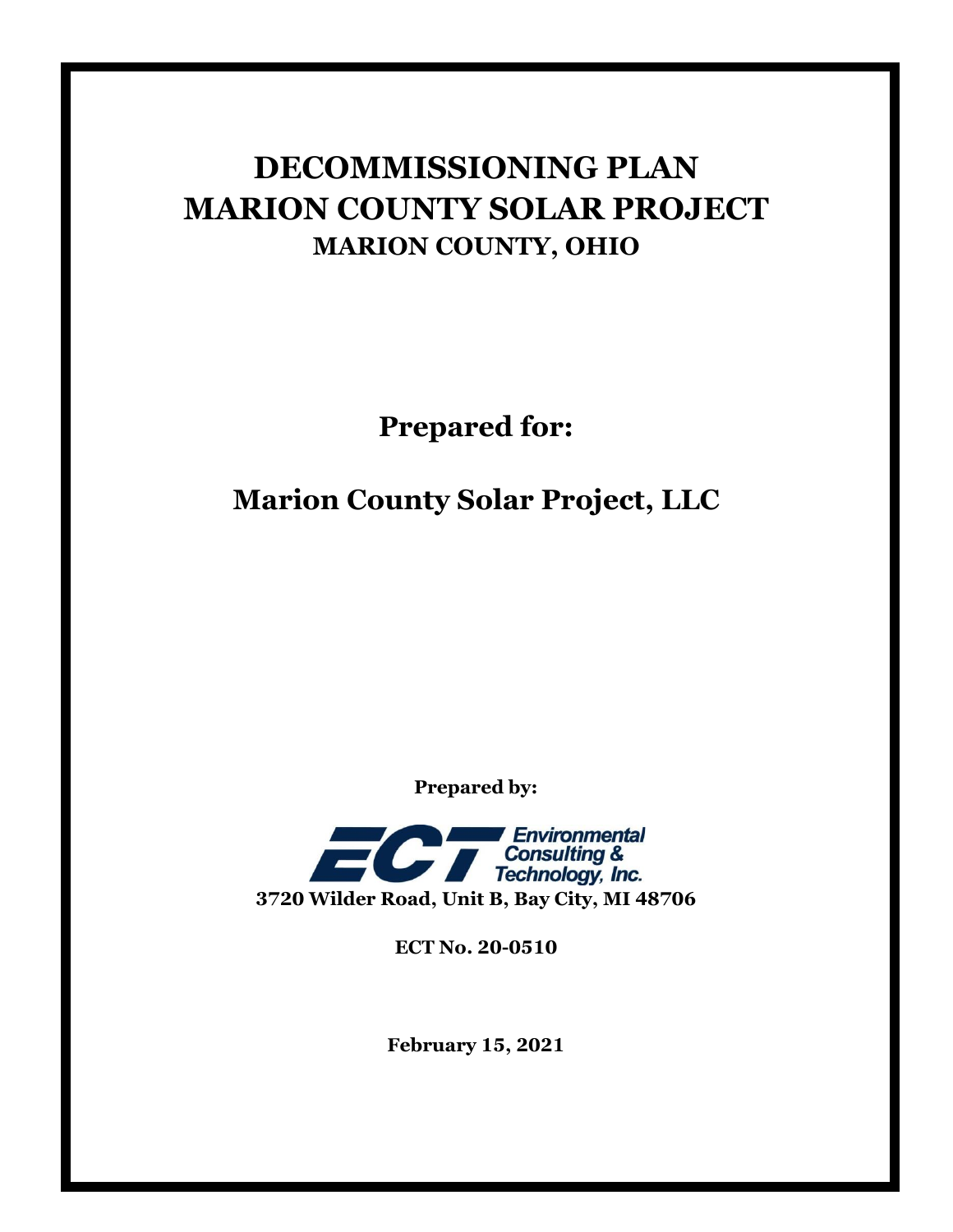# DECOMMISSIONING PLAN
# MARION COUNTY SOLAR PROJECT
## MARION COUNTY, OHIO

**Prepared for:**

**Marion County Solar Project, LLC**

**Prepared by:**

Environmental Consulting & Technology, Inc.

**3720 Wilder Road, Unit B, Bay City, MI 48706**

**ECT No. 20-0510**

**February 15, 2021**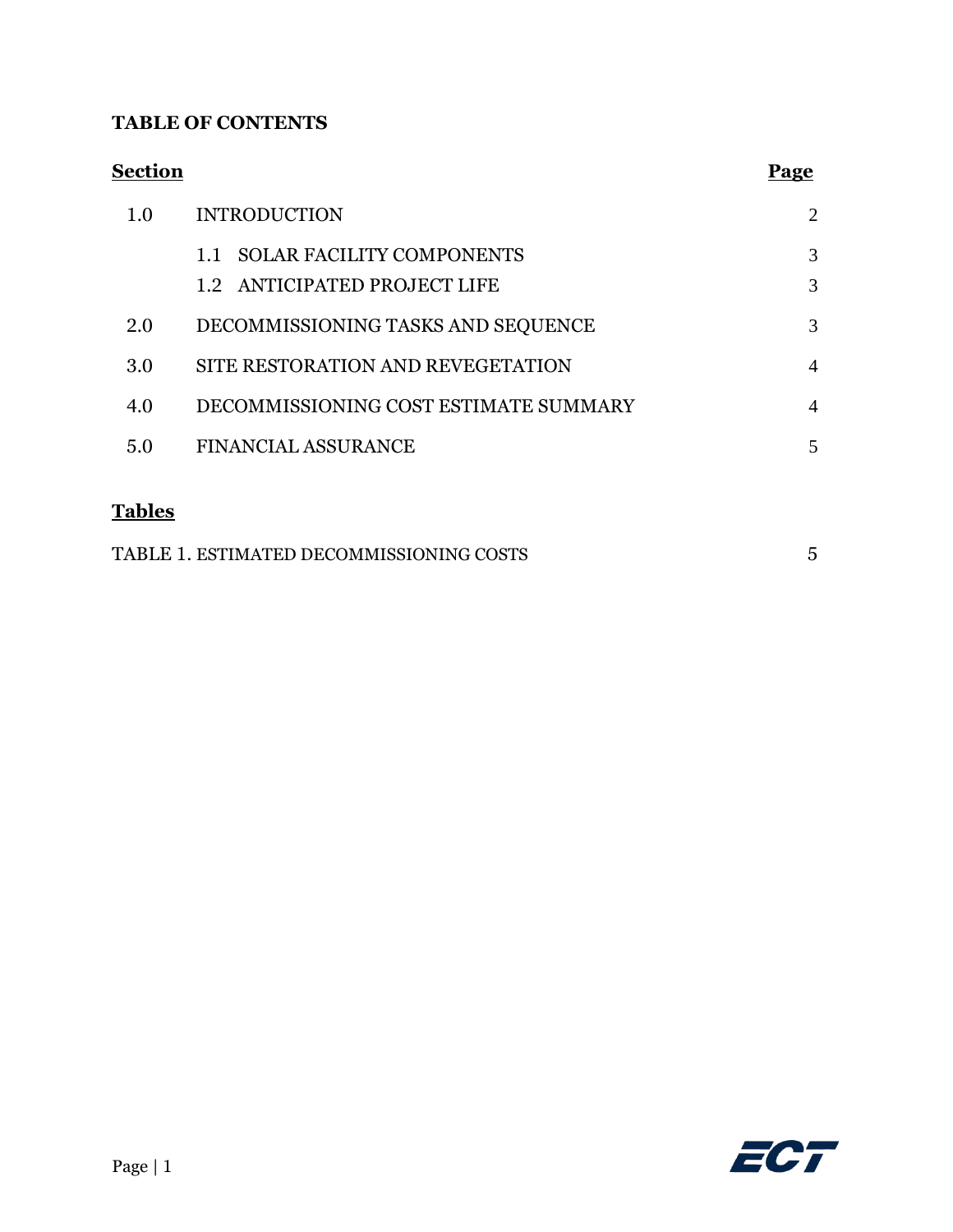**TABLE OF CONTENTS**

| Section | | Page |
|---|---|---|
| 1.0 | INTRODUCTION | 2 |
| | 1.1 SOLAR FACILITY COMPONENTS | 3 |
| | 1.2 ANTICIPATED PROJECT LIFE | 3 |
| 2.0 | DECOMMISSIONING TASKS AND SEQUENCE | 3 |
| 3.0 | SITE RESTORATION AND REVEGETATION | 4 |
| 4.0 | DECOMMISSIONING COST ESTIMATE SUMMARY | 4 |
| 5.0 | FINANCIAL ASSURANCE | 5 |

**Tables**

| | |
|---|---|
| TABLE 1. ESTIMATED DECOMMISSIONING COSTS | 5 |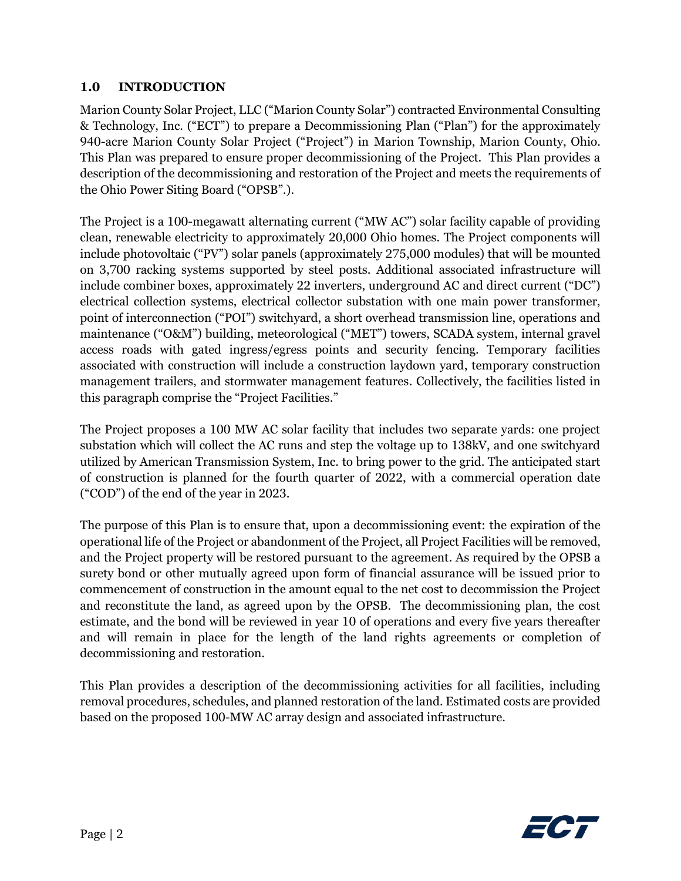## 1.0 INTRODUCTION

Marion County Solar Project, LLC ("Marion County Solar") contracted Environmental Consulting & Technology, Inc. ("ECT") to prepare a Decommissioning Plan ("Plan") for the approximately 940-acre Marion County Solar Project ("Project") in Marion Township, Marion County, Ohio. This Plan was prepared to ensure proper decommissioning of the Project. This Plan provides a description of the decommissioning and restoration of the Project and meets the requirements of the Ohio Power Siting Board ("OPSB".).

The Project is a 100-megawatt alternating current ("MW AC") solar facility capable of providing clean, renewable electricity to approximately 20,000 Ohio homes. The Project components will include photovoltaic ("PV") solar panels (approximately 275,000 modules) that will be mounted on 3,700 racking systems supported by steel posts. Additional associated infrastructure will include combiner boxes, approximately 22 inverters, underground AC and direct current ("DC") electrical collection systems, electrical collector substation with one main power transformer, point of interconnection ("POI") switchyard, a short overhead transmission line, operations and maintenance ("O&M") building, meteorological ("MET") towers, SCADA system, internal gravel access roads with gated ingress/egress points and security fencing. Temporary facilities associated with construction will include a construction laydown yard, temporary construction management trailers, and stormwater management features. Collectively, the facilities listed in this paragraph comprise the "Project Facilities."

The Project proposes a 100 MW AC solar facility that includes two separate yards: one project substation which will collect the AC runs and step the voltage up to 138kV, and one switchyard utilized by American Transmission System, Inc. to bring power to the grid. The anticipated start of construction is planned for the fourth quarter of 2022, with a commercial operation date ("COD") of the end of the year in 2023.

The purpose of this Plan is to ensure that, upon a decommissioning event: the expiration of the operational life of the Project or abandonment of the Project, all Project Facilities will be removed, and the Project property will be restored pursuant to the agreement. As required by the OPSB a surety bond or other mutually agreed upon form of financial assurance will be issued prior to commencement of construction in the amount equal to the net cost to decommission the Project and reconstitute the land, as agreed upon by the OPSB. The decommissioning plan, the cost estimate, and the bond will be reviewed in year 10 of operations and every five years thereafter and will remain in place for the length of the land rights agreements or completion of decommissioning and restoration.

This Plan provides a description of the decommissioning activities for all facilities, including removal procedures, schedules, and planned restoration of the land. Estimated costs are provided based on the proposed 100-MW AC array design and associated infrastructure.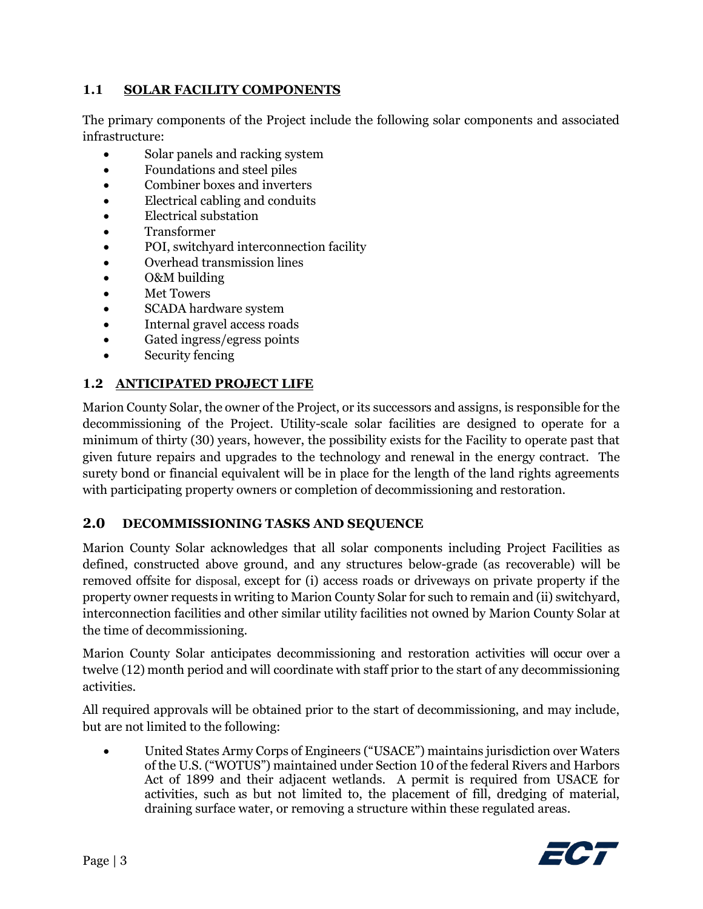## 1.1 SOLAR FACILITY COMPONENTS

The primary components of the Project include the following solar components and associated infrastructure:

- Solar panels and racking system
- Foundations and steel piles
- Combiner boxes and inverters
- Electrical cabling and conduits
- Electrical substation
- Transformer
- POI, switchyard interconnection facility
- Overhead transmission lines
- O&M building
- Met Towers
- SCADA hardware system
- Internal gravel access roads
- Gated ingress/egress points
- Security fencing

## 1.2 ANTICIPATED PROJECT LIFE

Marion County Solar, the owner of the Project, or its successors and assigns, is responsible for the decommissioning of the Project. Utility-scale solar facilities are designed to operate for a minimum of thirty (30) years, however, the possibility exists for the Facility to operate past that given future repairs and upgrades to the technology and renewal in the energy contract. The surety bond or financial equivalent will be in place for the length of the land rights agreements with participating property owners or completion of decommissioning and restoration.

# 2.0 DECOMMISSIONING TASKS AND SEQUENCE

Marion County Solar acknowledges that all solar components including Project Facilities as defined, constructed above ground, and any structures below-grade (as recoverable) will be removed offsite for disposal, except for (i) access roads or driveways on private property if the property owner requests in writing to Marion County Solar for such to remain and (ii) switchyard, interconnection facilities and other similar utility facilities not owned by Marion County Solar at the time of decommissioning.

Marion County Solar anticipates decommissioning and restoration activities will occur over a twelve (12) month period and will coordinate with staff prior to the start of any decommissioning activities.

All required approvals will be obtained prior to the start of decommissioning, and may include, but are not limited to the following:

- United States Army Corps of Engineers ("USACE") maintains jurisdiction over Waters of the U.S. ("WOTUS") maintained under Section 10 of the federal Rivers and Harbors Act of 1899 and their adjacent wetlands. A permit is required from USACE for activities, such as but not limited to, the placement of fill, dredging of material, draining surface water, or removing a structure within these regulated areas.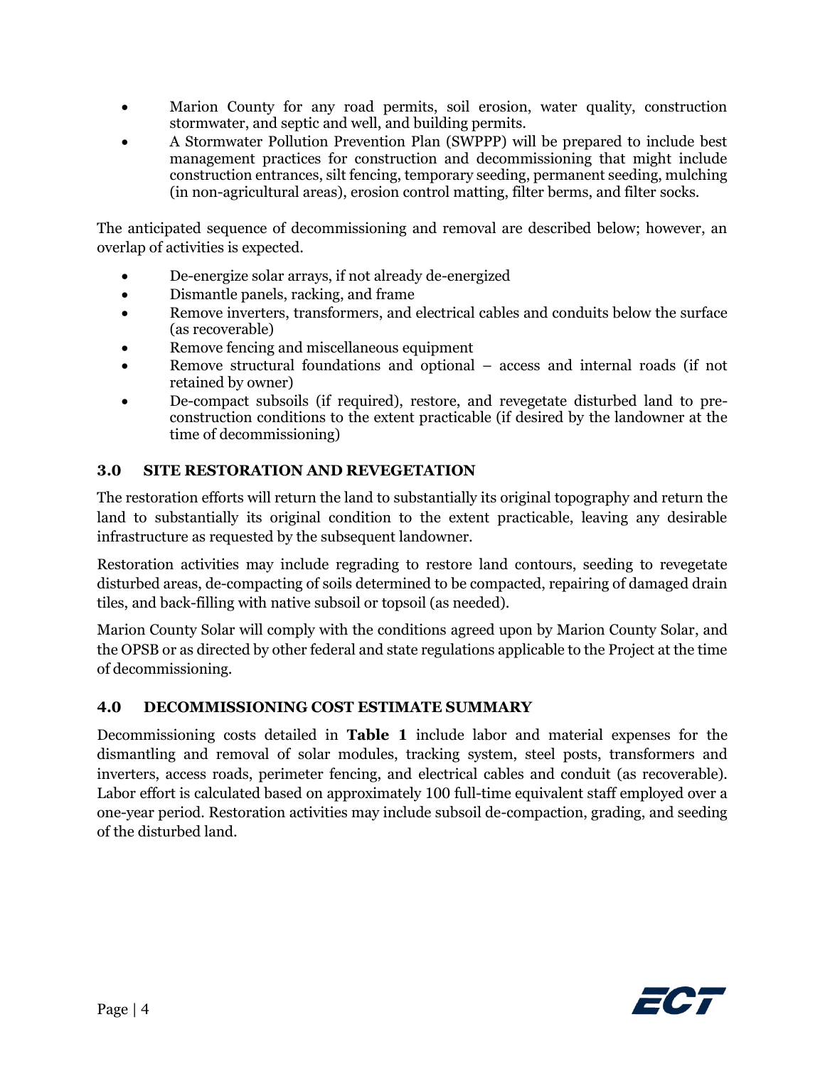- Marion County for any road permits, soil erosion, water quality, construction stormwater, and septic and well, and building permits.
- A Stormwater Pollution Prevention Plan (SWPPP) will be prepared to include best management practices for construction and decommissioning that might include construction entrances, silt fencing, temporary seeding, permanent seeding, mulching (in non-agricultural areas), erosion control matting, filter berms, and filter socks.

The anticipated sequence of decommissioning and removal are described below; however, an overlap of activities is expected.

- De-energize solar arrays, if not already de-energized
- Dismantle panels, racking, and frame
- Remove inverters, transformers, and electrical cables and conduits below the surface (as recoverable)
- Remove fencing and miscellaneous equipment
- Remove structural foundations and optional – access and internal roads (if not retained by owner)
- De-compact subsoils (if required), restore, and revegetate disturbed land to pre-construction conditions to the extent practicable (if desired by the landowner at the time of decommissioning)

## 3.0 SITE RESTORATION AND REVEGETATION

The restoration efforts will return the land to substantially its original topography and return the land to substantially its original condition to the extent practicable, leaving any desirable infrastructure as requested by the subsequent landowner.

Restoration activities may include regrading to restore land contours, seeding to revegetate disturbed areas, de-compacting of soils determined to be compacted, repairing of damaged drain tiles, and back-filling with native subsoil or topsoil (as needed).

Marion County Solar will comply with the conditions agreed upon by Marion County Solar, and the OPSB or as directed by other federal and state regulations applicable to the Project at the time of decommissioning.

## 4.0 DECOMMISSIONING COST ESTIMATE SUMMARY

Decommissioning costs detailed in **Table 1** include labor and material expenses for the dismantling and removal of solar modules, tracking system, steel posts, transformers and inverters, access roads, perimeter fencing, and electrical cables and conduit (as recoverable). Labor effort is calculated based on approximately 100 full-time equivalent staff employed over a one-year period. Restoration activities may include subsoil de-compaction, grading, and seeding of the disturbed land.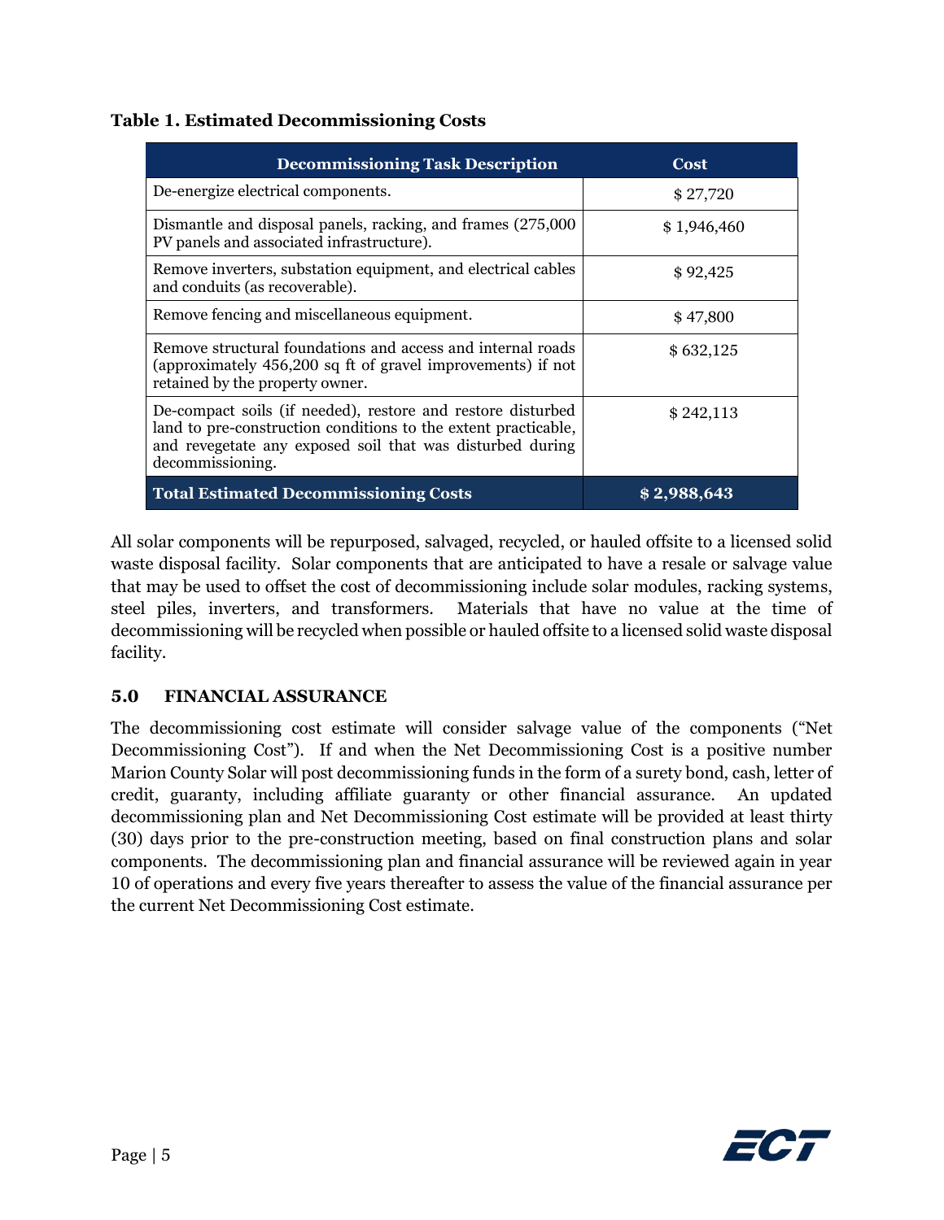**Table 1. Estimated Decommissioning Costs**

| Decommissioning Task Description | Cost |
|---|---|
| De-energize electrical components. | $ 27,720 |
| Dismantle and disposal panels, racking, and frames (275,000 PV panels and associated infrastructure). | $ 1,946,460 |
| Remove inverters, substation equipment, and electrical cables and conduits (as recoverable). | $ 92,425 |
| Remove fencing and miscellaneous equipment. | $ 47,800 |
| Remove structural foundations and access and internal roads (approximately 456,200 sq ft of gravel improvements) if not retained by the property owner. | $ 632,125 |
| De-compact soils (if needed), restore and restore disturbed land to pre-construction conditions to the extent practicable, and revegetate any exposed soil that was disturbed during decommissioning. | $ 242,113 |
| **Total Estimated Decommissioning Costs** | **$ 2,988,643** |

All solar components will be repurposed, salvaged, recycled, or hauled offsite to a licensed solid waste disposal facility. Solar components that are anticipated to have a resale or salvage value that may be used to offset the cost of decommissioning include solar modules, racking systems, steel piles, inverters, and transformers. Materials that have no value at the time of decommissioning will be recycled when possible or hauled offsite to a licensed solid waste disposal facility.

## 5.0 FINANCIAL ASSURANCE

The decommissioning cost estimate will consider salvage value of the components ("Net Decommissioning Cost"). If and when the Net Decommissioning Cost is a positive number Marion County Solar will post decommissioning funds in the form of a surety bond, cash, letter of credit, guaranty, including affiliate guaranty or other financial assurance. An updated decommissioning plan and Net Decommissioning Cost estimate will be provided at least thirty (30) days prior to the pre-construction meeting, based on final construction plans and solar components. The decommissioning plan and financial assurance will be reviewed again in year 10 of operations and every five years thereafter to assess the value of the financial assurance per the current Net Decommissioning Cost estimate.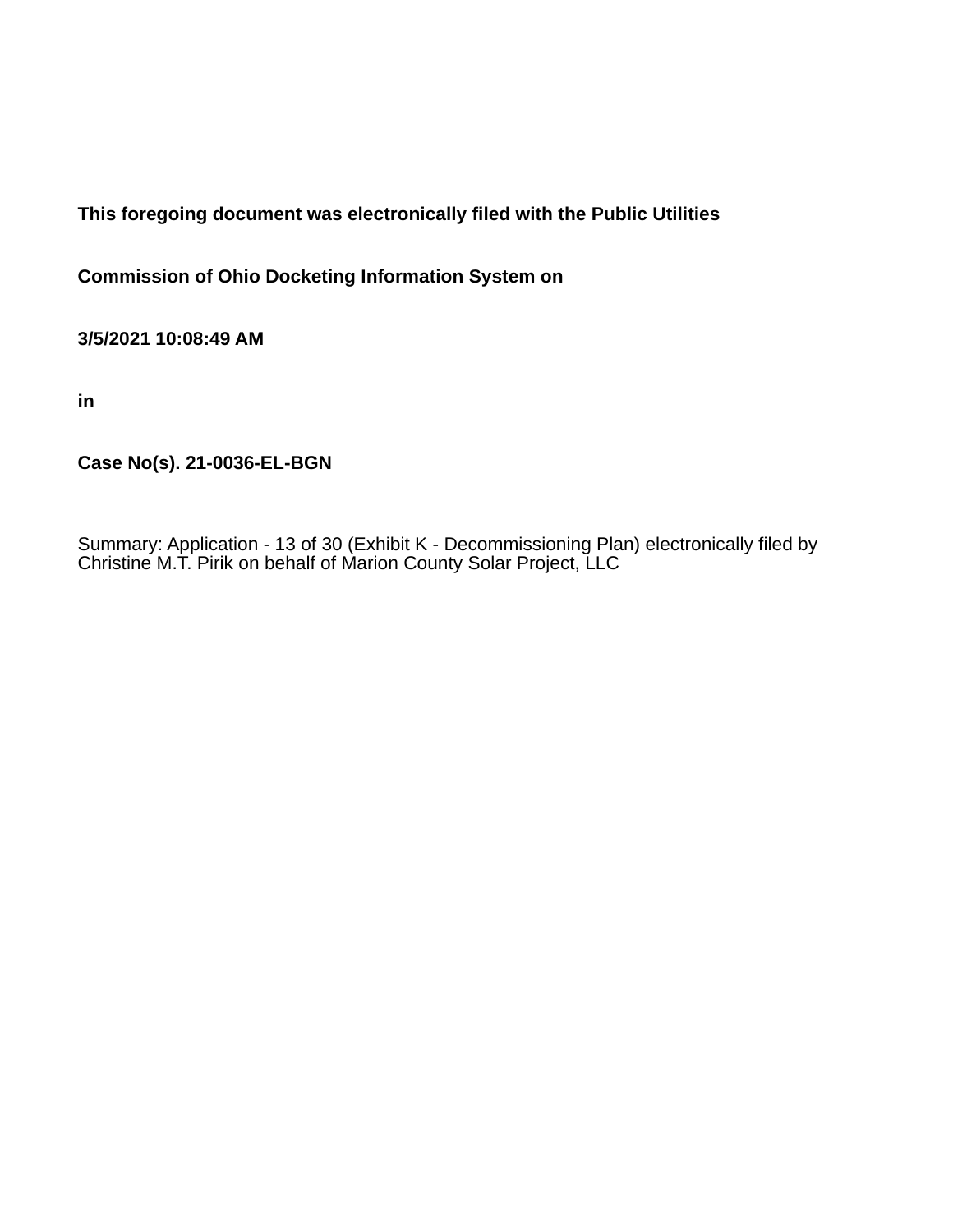**This foregoing document was electronically filed with the Public Utilities**

**Commission of Ohio Docketing Information System on**

**3/5/2021 10:08:49 AM**

**in**

**Case No(s). 21-0036-EL-BGN**

Summary: Application - 13 of 30 (Exhibit K - Decommissioning Plan) electronically filed by Christine M.T. Pirik on behalf of Marion County Solar Project, LLC